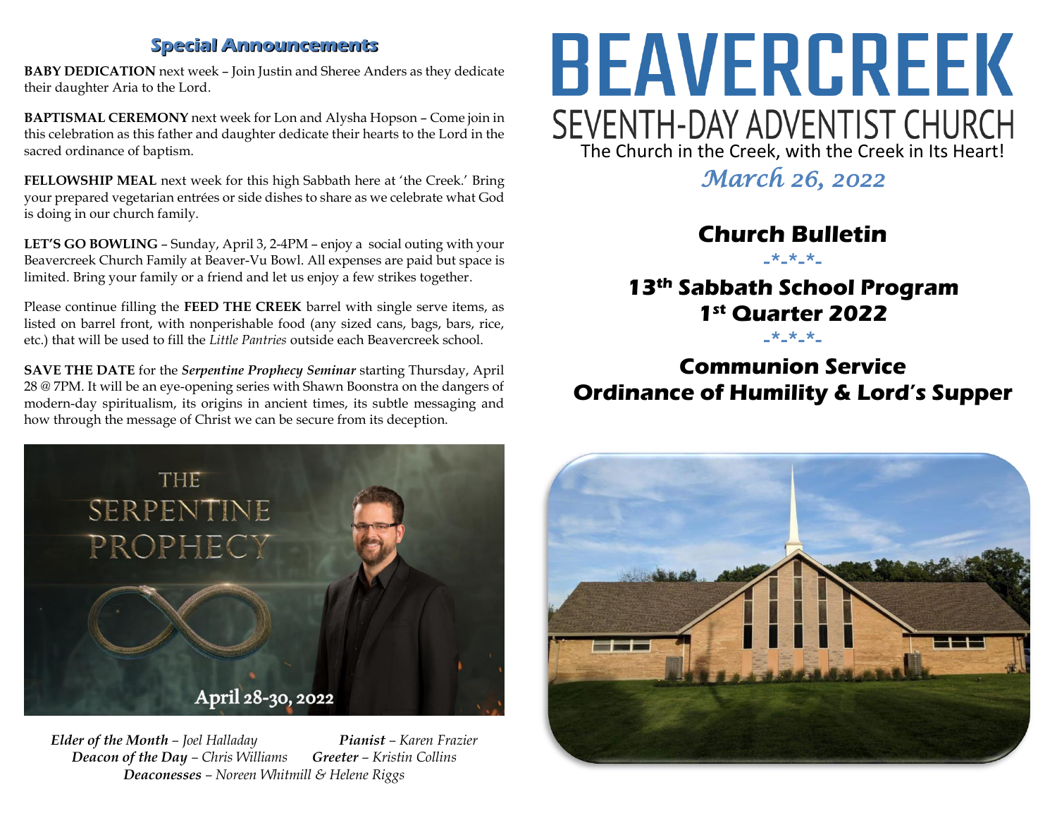## Special Announcements

**BABY DEDICATION** next week – Join Justin and Sheree Anders as they dedicate their daughter Aria to the Lord.

**BAPTISMAL CEREMONY** next week for Lon and Alysha Hopson – Come join in this celebration as this father and daughter dedicate their hearts to the Lord in the sacred ordinance of baptism.

**FELLOWSHIP MEAL** next week for this high Sabbath here at 'the Creek.' Bring your prepared vegetarian entrées or side dishes to share as we celebrate what God is doing in our church family.

**LET'S GO BOWLING** – Sunday, April 3, 2-4PM – enjoy a social outing with your Beavercreek Church Family at Beaver-Vu Bowl. All expenses are paid but space is limited. Bring your family or a friend and let us enjoy a few strikes together.

Please continue filling the **FEED THE CREEK** barrel with single serve items, as listed on barrel front, with nonperishable food (any sized cans, bags, bars, rice, etc.) that will be used to fill the *Little Pantries* outside each Beavercreek school.

**SAVE THE DATE** for the ***Serpentine Prophecy Seminar*** starting Thursday, April 28 @ 7PM. It will be an eye-opening series with Shawn Boonstra on the dangers of modern-day spiritualism, its origins in ancient times, its subtle messaging and how through the message of Christ we can be secure from its deception.

THE SERPENTINE PROPHECY

April 28-30, 2022

***Elder of the Month** – Joel Halladay* ***Pianist** – Karen Frazier*
***Deacon of the Day** – Chris Williams* ***Greeter** – Kristin Collins*
***Deaconesses** – Noreen Whitmill & Helene Riggs*

# BEAVERCREEK

## SEVENTH-DAY ADVENTIST CHURCH

The Church in the Creek, with the Creek in Its Heart!

*March 26, 2022*

## Church Bulletin

-*-*-*-

## 13th Sabbath School Program
## 1st Quarter 2022

-*-*-*-

## Communion Service
## Ordinance of Humility & Lord's Supper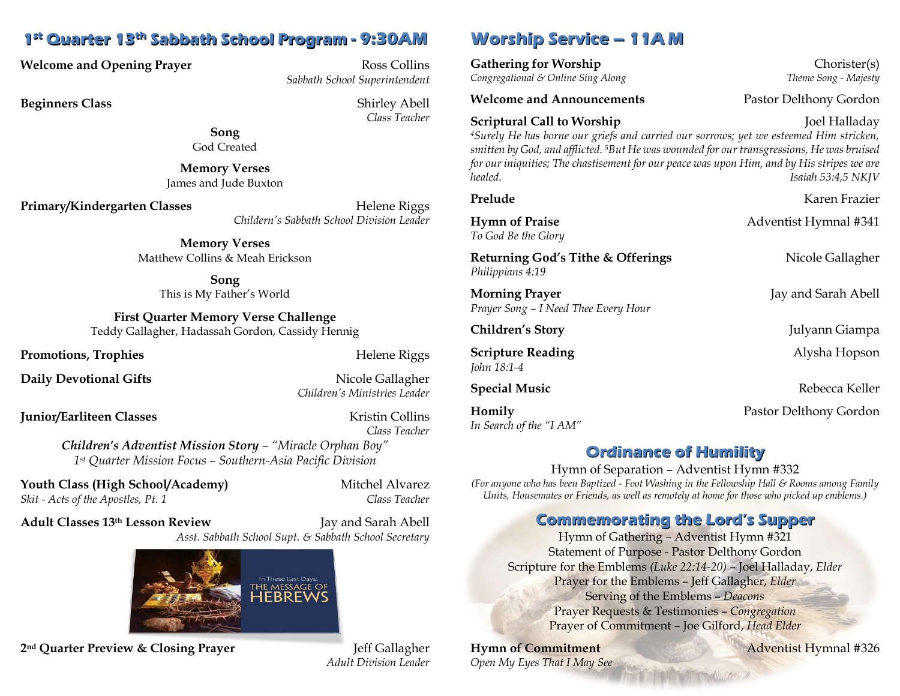## 1st Quarter 13th Sabbath School Program - 9:30AM

**Welcome and Opening Prayer** — Ross Collins
*Sabbath School Superintendent*

**Beginners Class** — Shirley Abell
*Class Teacher*

**Song**
God Created

**Memory Verses**
James and Jude Buxton

**Primary/Kindergarten Classes** — Helene Riggs
*Childern's Sabbath School Division Leader*

**Memory Verses**
Matthew Collins & Meah Erickson

**Song**
This is My Father's World

**First Quarter Memory Verse Challenge**
Teddy Gallagher, Hadassah Gordon, Cassidy Hennig

**Promotions, Trophies** — Helene Riggs

**Daily Devotional Gifts** — Nicole Gallagher
*Children's Ministries Leader*

**Junior/Earliteen Classes** — Kristin Collins
*Class Teacher*

***Children's Adventist Mission Story*** *– "Miracle Orphan Boy"*
*1st Quarter Mission Focus – Southern-Asia Pacific Division*

**Youth Class (High School/Academy)** — Mitchel Alvarez
*Skit - Acts of the Apostles, Pt. 1* — *Class Teacher*

**Adult Classes 13th Lesson Review** — Jay and Sarah Abell
*Asst. Sabbath School Supt. & Sabbath School Secretary*

In These Last Days: THE MESSAGE OF HEBREWS

**2nd Quarter Preview & Closing Prayer** — Jeff Gallagher
*Adult Division Leader*

## Worship Service – 11A M

**Gathering for Worship** — Chorister(s)
*Congregational & Online Sing Along* — *Theme Song - Majesty*

**Welcome and Announcements** — Pastor Delthony Gordon

**Scriptural Call to Worship** — Joel Halladay
*4Surely He has borne our griefs and carried our sorrows; yet we esteemed Him stricken, smitten by God, and afflicted. 5But He was wounded for our transgressions, He was bruised for our iniquities; The chastisement for our peace was upon Him, and by His stripes we are healed.* *Isaiah 53:4,5 NKJV*

**Prelude** — Karen Frazier

**Hymn of Praise** — Adventist Hymnal #341
*To God Be the Glory*

**Returning God's Tithe & Offerings** — Nicole Gallagher
*Philippians 4:19*

**Morning Prayer** — Jay and Sarah Abell
*Prayer Song – I Need Thee Every Hour*

**Children's Story** — Julyann Giampa

**Scripture Reading** — Alysha Hopson
*John 18:1-4*

**Special Music** — Rebecca Keller

**Homily** — Pastor Delthony Gordon
*In Search of the "I AM"*

### Ordinance of Humility

Hymn of Separation – Adventist Hymn #332
*(For anyone who has been Baptized - Foot Washing in the Fellowship Hall & Rooms among Family Units, Housemates or Friends, as well as remotely at home for those who picked up emblems.)*

### Commemorating the Lord's Supper

Hymn of Gathering – Adventist Hymn #321
Statement of Purpose - Pastor Delthony Gordon
Scripture for the Emblems *(Luke 22:14-20)* – Joel Halladay, *Elder*
Prayer for the Emblems – Jeff Gallagher, *Elder*
Serving of the Emblems – *Deacons*
Prayer Requests & Testimonies – *Congregation*
Prayer of Commitment – Joe Gilford, *Head Elder*

**Hymn of Commitment** — Adventist Hymnal #326
*Open My Eyes That I May See*